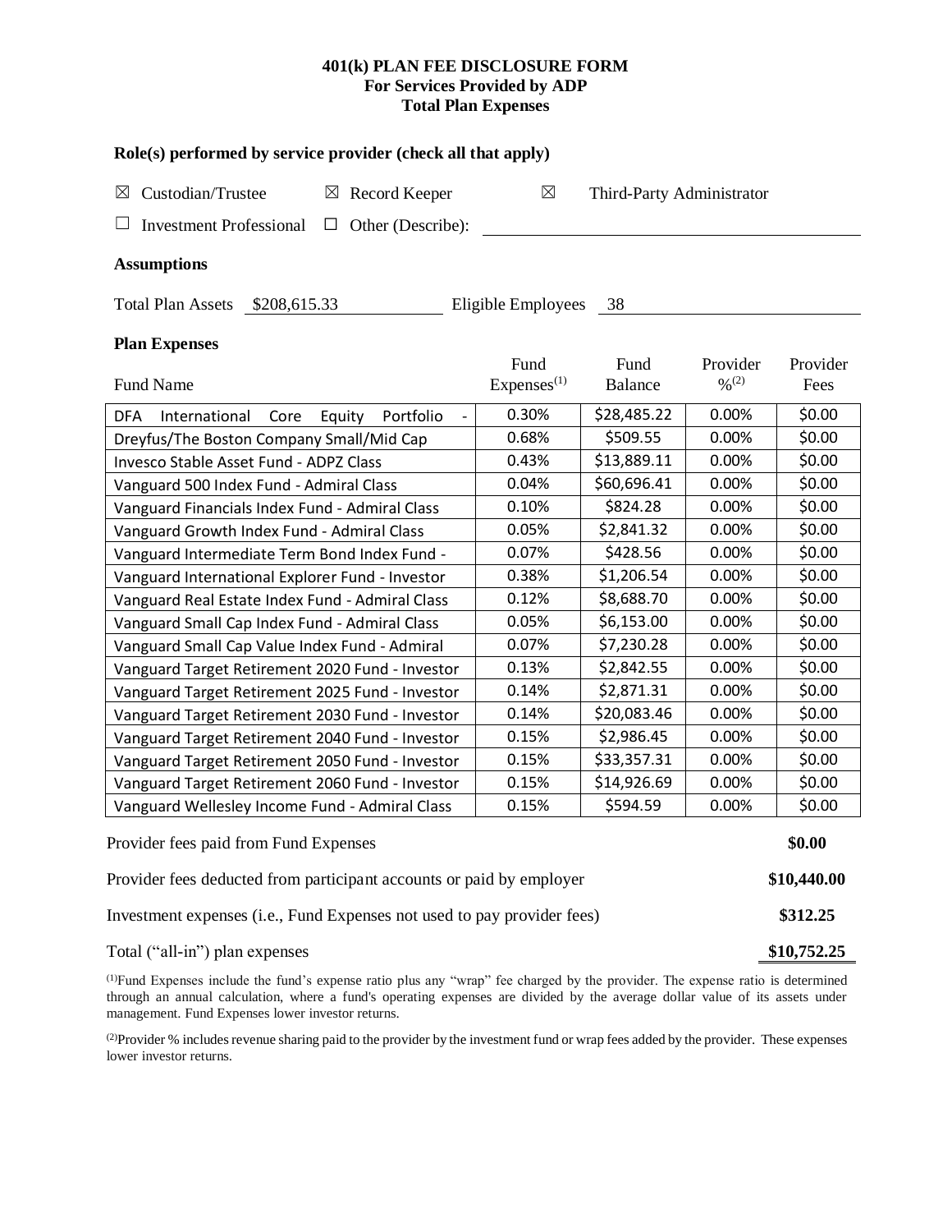# 401(k) PLAN FEE DISCLOSURE FORM
## For Services Provided by ADP
## Total Plan Expenses

### Role(s) performed by service provider (check all that apply)

☒ Custodian/Trustee ☒ Record Keeper ☒ Third-Party Administrator

☐ Investment Professional ☐ Other (Describe): ______________________

### Assumptions

Total Plan Assets $208,615.33 Eligible Employees 38

### Plan Expenses

| Fund Name | Fund Expenses[(1)] | Fund Balance | Provider %[(2)] | Provider Fees |
|---|---|---|---|---|
| DFA International Core Equity Portfolio - | 0.30% | $28,485.22 | 0.00% | $0.00 |
| Dreyfus/The Boston Company Small/Mid Cap | 0.68% | $509.55 | 0.00% | $0.00 |
| Invesco Stable Asset Fund - ADPZ Class | 0.43% | $13,889.11 | 0.00% | $0.00 |
| Vanguard 500 Index Fund - Admiral Class | 0.04% | $60,696.41 | 0.00% | $0.00 |
| Vanguard Financials Index Fund - Admiral Class | 0.10% | $824.28 | 0.00% | $0.00 |
| Vanguard Growth Index Fund - Admiral Class | 0.05% | $2,841.32 | 0.00% | $0.00 |
| Vanguard Intermediate Term Bond Index Fund - | 0.07% | $428.56 | 0.00% | $0.00 |
| Vanguard International Explorer Fund - Investor | 0.38% | $1,206.54 | 0.00% | $0.00 |
| Vanguard Real Estate Index Fund - Admiral Class | 0.12% | $8,688.70 | 0.00% | $0.00 |
| Vanguard Small Cap Index Fund - Admiral Class | 0.05% | $6,153.00 | 0.00% | $0.00 |
| Vanguard Small Cap Value Index Fund - Admiral | 0.07% | $7,230.28 | 0.00% | $0.00 |
| Vanguard Target Retirement 2020 Fund - Investor | 0.13% | $2,842.55 | 0.00% | $0.00 |
| Vanguard Target Retirement 2025 Fund - Investor | 0.14% | $2,871.31 | 0.00% | $0.00 |
| Vanguard Target Retirement 2030 Fund - Investor | 0.14% | $20,083.46 | 0.00% | $0.00 |
| Vanguard Target Retirement 2040 Fund - Investor | 0.15% | $2,986.45 | 0.00% | $0.00 |
| Vanguard Target Retirement 2050 Fund - Investor | 0.15% | $33,357.31 | 0.00% | $0.00 |
| Vanguard Target Retirement 2060 Fund - Investor | 0.15% | $14,926.69 | 0.00% | $0.00 |
| Vanguard Wellesley Income Fund - Admiral Class | 0.15% | $594.59 | 0.00% | $0.00 |

| | |
|---|---|
| Provider fees paid from Fund Expenses | **$0.00** |
| Provider fees deducted from participant accounts or paid by employer | **$10,440.00** |
| Investment expenses (i.e., Fund Expenses not used to pay provider fees) | **$312.25** |
| Total ("all-in") plan expenses | **$10,752.25** |

[(1)]Fund Expenses include the fund's expense ratio plus any "wrap" fee charged by the provider. The expense ratio is determined through an annual calculation, where a fund's operating expenses are divided by the average dollar value of its assets under management. Fund Expenses lower investor returns.

[(2)]Provider % includes revenue sharing paid to the provider by the investment fund or wrap fees added by the provider. These expenses lower investor returns.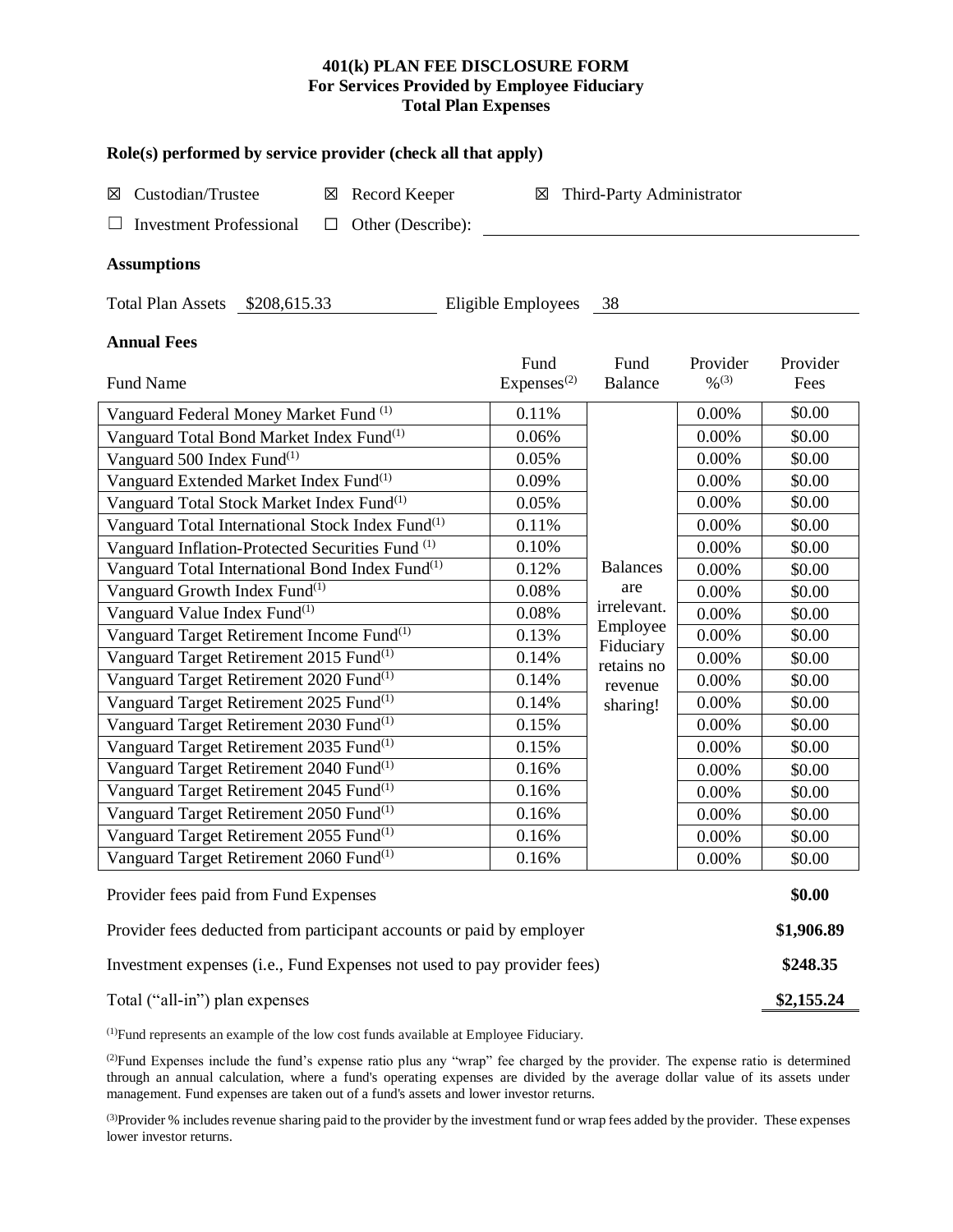**401(k) PLAN FEE DISCLOSURE FORM**
**For Services Provided by Employee Fiduciary**
**Total Plan Expenses**

### Role(s) performed by service provider (check all that apply)

☒ Custodian/Trustee ☒ Record Keeper ☒ Third-Party Administrator

☐ Investment Professional ☐ Other (Describe):

### Assumptions

Total Plan Assets $208,615.33 Eligible Employees 38

### Annual Fees

| Fund Name | Fund Expenses[2] | Fund Balance | Provider %[3] | Provider Fees |
|---|---|---|---|---|
| Vanguard Federal Money Market Fund [1] | 0.11% | Balances are irrelevant. Employee Fiduciary retains no revenue sharing! | 0.00% | $0.00 |
| Vanguard Total Bond Market Index Fund[1] | 0.06% | | 0.00% | $0.00 |
| Vanguard 500 Index Fund[1] | 0.05% | | 0.00% | $0.00 |
| Vanguard Extended Market Index Fund[1] | 0.09% | | 0.00% | $0.00 |
| Vanguard Total Stock Market Index Fund[1] | 0.05% | | 0.00% | $0.00 |
| Vanguard Total International Stock Index Fund[1] | 0.11% | | 0.00% | $0.00 |
| Vanguard Inflation-Protected Securities Fund [1] | 0.10% | | 0.00% | $0.00 |
| Vanguard Total International Bond Index Fund[1] | 0.12% | | 0.00% | $0.00 |
| Vanguard Growth Index Fund[1] | 0.08% | | 0.00% | $0.00 |
| Vanguard Value Index Fund[1] | 0.08% | | 0.00% | $0.00 |
| Vanguard Target Retirement Income Fund[1] | 0.13% | | 0.00% | $0.00 |
| Vanguard Target Retirement 2015 Fund[1] | 0.14% | | 0.00% | $0.00 |
| Vanguard Target Retirement 2020 Fund[1] | 0.14% | | 0.00% | $0.00 |
| Vanguard Target Retirement 2025 Fund[1] | 0.14% | | 0.00% | $0.00 |
| Vanguard Target Retirement 2030 Fund[1] | 0.15% | | 0.00% | $0.00 |
| Vanguard Target Retirement 2035 Fund[1] | 0.15% | | 0.00% | $0.00 |
| Vanguard Target Retirement 2040 Fund[1] | 0.16% | | 0.00% | $0.00 |
| Vanguard Target Retirement 2045 Fund[1] | 0.16% | | 0.00% | $0.00 |
| Vanguard Target Retirement 2050 Fund[1] | 0.16% | | 0.00% | $0.00 |
| Vanguard Target Retirement 2055 Fund[1] | 0.16% | | 0.00% | $0.00 |
| Vanguard Target Retirement 2060 Fund[1] | 0.16% | | 0.00% | $0.00 |

| | |
|---|---|
| Provider fees paid from Fund Expenses | **$0.00** |
| Provider fees deducted from participant accounts or paid by employer | **$1,906.89** |
| Investment expenses (i.e., Fund Expenses not used to pay provider fees) | **$248.35** |
| Total ("all-in") plan expenses | **$2,155.24** |

[1]Fund represents an example of the low cost funds available at Employee Fiduciary.

[2]Fund Expenses include the fund's expense ratio plus any "wrap" fee charged by the provider. The expense ratio is determined through an annual calculation, where a fund's operating expenses are divided by the average dollar value of its assets under management. Fund expenses are taken out of a fund's assets and lower investor returns.

[3]Provider % includes revenue sharing paid to the provider by the investment fund or wrap fees added by the provider. These expenses lower investor returns.